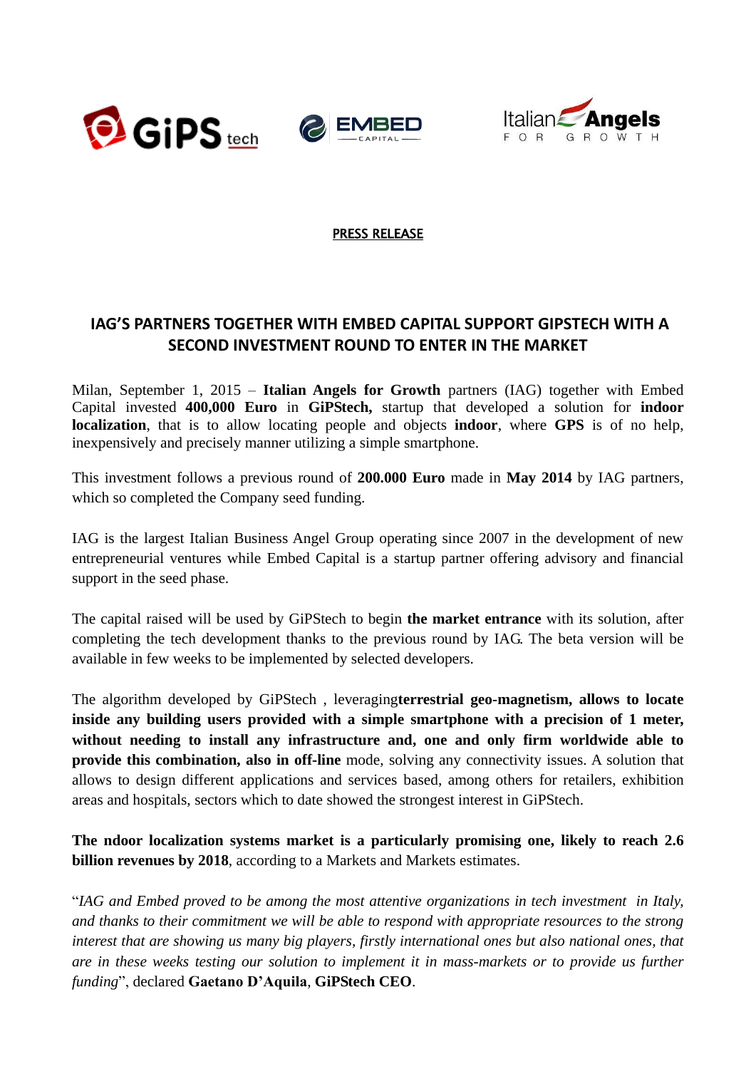PRESS RELEASE

## IAG'S PARTNERS TOGETHER WITH EMBED CAPITAL SUPPORT GIPSTECH WITH A SECOND INVESTMENT ROUND TO ENTER IN THE MARKET

Milan, September 1, 2015 – **Italian Angels for Growth** partners (IAG) together with Embed Capital invested **400,000 Euro** in **GiPStech,** startup that developed a solution for **indoor localization**, that is to allow locating people and objects **indoor**, where **GPS** is of no help, inexpensively and precisely manner utilizing a simple smartphone.

This investment follows a previous round of **200.000 Euro** made in **May 2014** by IAG partners, which so completed the Company seed funding.

IAG is the largest Italian Business Angel Group operating since 2007 in the development of new entrepreneurial ventures while Embed Capital is a startup partner offering advisory and financial support in the seed phase.

The capital raised will be used by GiPStech to begin **the market entrance** with its solution, after completing the tech development thanks to the previous round by IAG. The beta version will be available in few weeks to be implemented by selected developers.

The algorithm developed by GiPStech , leveraging**terrestrial geo-magnetism, allows to locate inside any building users provided with a simple smartphone with a precision of 1 meter, without needing to install any infrastructure and, one and only firm worldwide able to provide this combination, also in off-line** mode, solving any connectivity issues. A solution that allows to design different applications and services based, among others for retailers, exhibition areas and hospitals, sectors which to date showed the strongest interest in GiPStech.

**The ndoor localization systems market is a particularly promising one, likely to reach 2.6 billion revenues by 2018**, according to a Markets and Markets estimates.

"*IAG and Embed proved to be among the most attentive organizations in tech investment in Italy, and thanks to their commitment we will be able to respond with appropriate resources to the strong interest that are showing us many big players, firstly international ones but also national ones, that are in these weeks testing our solution to implement it in mass-markets or to provide us further funding*", declared **Gaetano D'Aquila**, **GiPStech CEO**.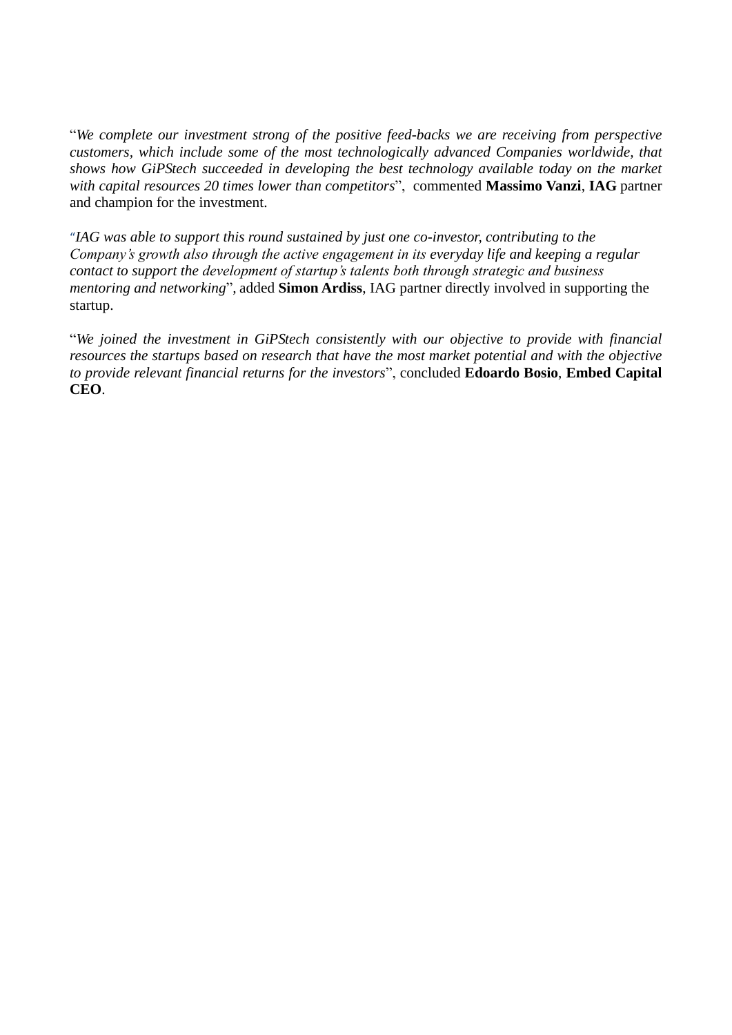"*We complete our investment strong of the positive feed-backs we are receiving from perspective customers, which include some of the most technologically advanced Companies worldwide, that shows how GiPStech succeeded in developing the best technology available today on the market with capital resources 20 times lower than competitors*",  commented **Massimo Vanzi**, **IAG** partner and champion for the investment.

"*IAG was able to support this round sustained by just one co-investor, contributing to the Company's growth also through the active engagement in its everyday life and keeping a regular contact to support the development of startup's talents both through strategic and business mentoring and networking*", added **Simon Ardiss**, IAG partner directly involved in supporting the startup.

"*We joined the investment in GiPStech consistently with our objective to provide with financial resources the startups based on research that have the most market potential and with the objective to provide relevant financial returns for the investors*", concluded **Edoardo Bosio**, **Embed Capital CEO**.